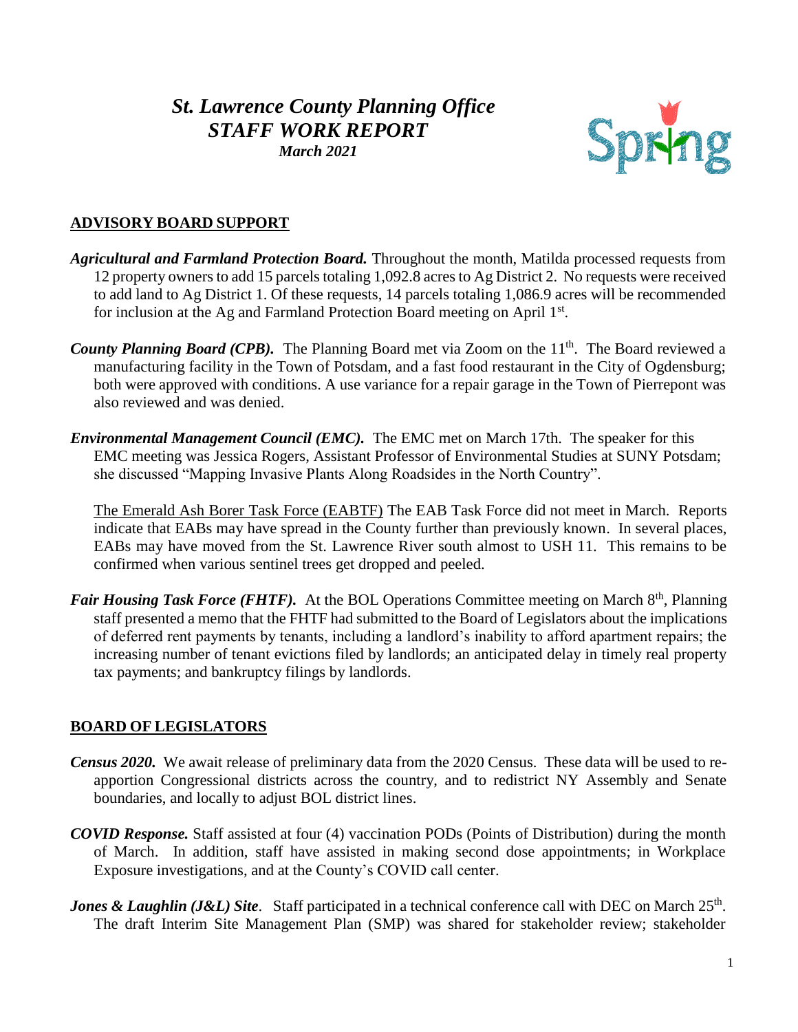# *St. Lawrence County Planning Office*
# *STAFF WORK REPORT*
### *March 2021*

Spring

## ADVISORY BOARD SUPPORT

***Agricultural and Farmland Protection Board.*** Throughout the month, Matilda processed requests from 12 property owners to add 15 parcels totaling 1,092.8 acres to Ag District 2. No requests were received to add land to Ag District 1. Of these requests, 14 parcels totaling 1,086.9 acres will be recommended for inclusion at the Ag and Farmland Protection Board meeting on April 1st.

***County Planning Board (CPB).*** The Planning Board met via Zoom on the 11th. The Board reviewed a manufacturing facility in the Town of Potsdam, and a fast food restaurant in the City of Ogdensburg; both were approved with conditions. A use variance for a repair garage in the Town of Pierrepont was also reviewed and was denied.

***Environmental Management Council (EMC).*** The EMC met on March 17th. The speaker for this EMC meeting was Jessica Rogers, Assistant Professor of Environmental Studies at SUNY Potsdam; she discussed "Mapping Invasive Plants Along Roadsides in the North Country".

The Emerald Ash Borer Task Force (EABTF) The EAB Task Force did not meet in March. Reports indicate that EABs may have spread in the County further than previously known. In several places, EABs may have moved from the St. Lawrence River south almost to USH 11. This remains to be confirmed when various sentinel trees get dropped and peeled.

***Fair Housing Task Force (FHTF).*** At the BOL Operations Committee meeting on March 8th, Planning staff presented a memo that the FHTF had submitted to the Board of Legislators about the implications of deferred rent payments by tenants, including a landlord's inability to afford apartment repairs; the increasing number of tenant evictions filed by landlords; an anticipated delay in timely real property tax payments; and bankruptcy filings by landlords.

## BOARD OF LEGISLATORS

***Census 2020.*** We await release of preliminary data from the 2020 Census. These data will be used to re-apportion Congressional districts across the country, and to redistrict NY Assembly and Senate boundaries, and locally to adjust BOL district lines.

***COVID Response.*** Staff assisted at four (4) vaccination PODs (Points of Distribution) during the month of March. In addition, staff have assisted in making second dose appointments; in Workplace Exposure investigations, and at the County's COVID call center.

***Jones & Laughlin (J&L) Site***. Staff participated in a technical conference call with DEC on March 25th. The draft Interim Site Management Plan (SMP) was shared for stakeholder review; stakeholder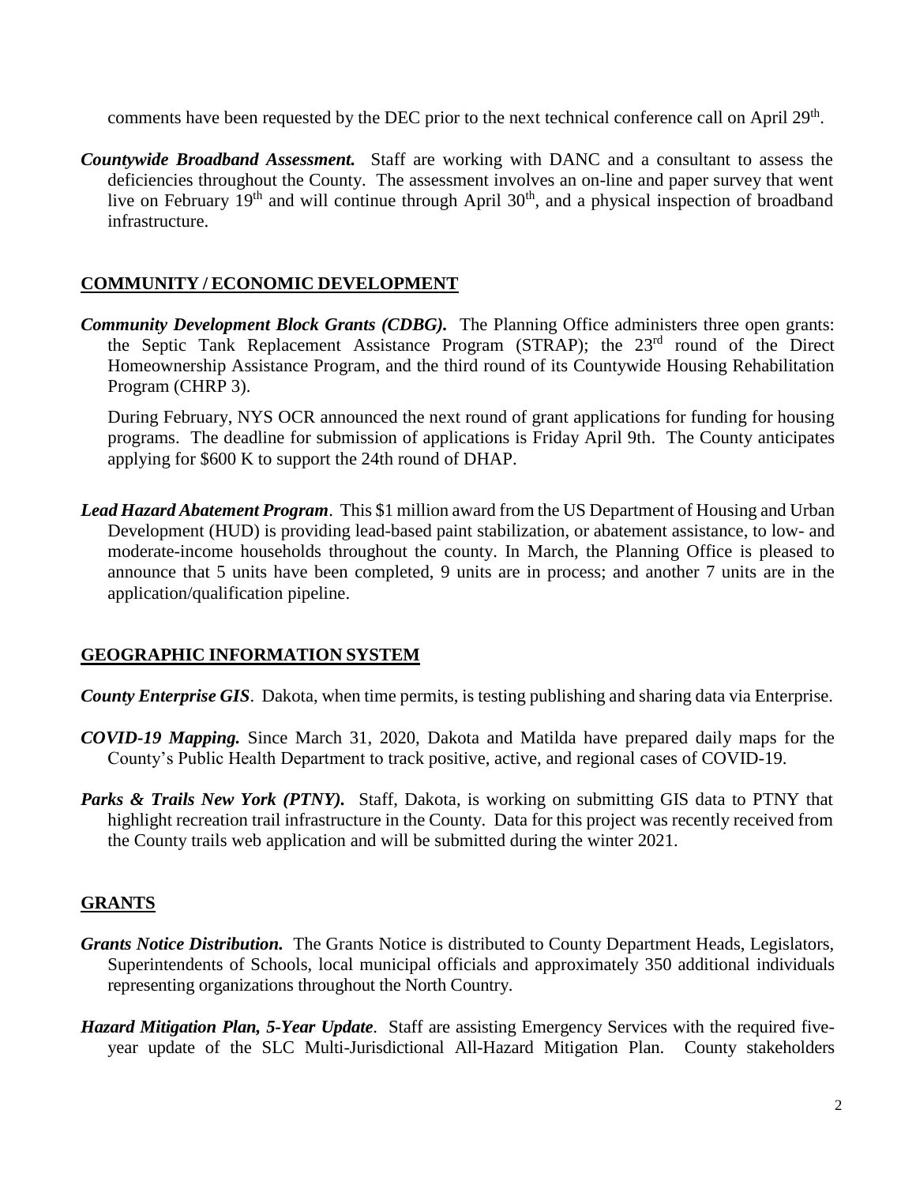comments have been requested by the DEC prior to the next technical conference call on April 29th.

***Countywide Broadband Assessment.*** Staff are working with DANC and a consultant to assess the deficiencies throughout the County. The assessment involves an on-line and paper survey that went live on February 19th and will continue through April 30th, and a physical inspection of broadband infrastructure.

## COMMUNITY / ECONOMIC DEVELOPMENT

***Community Development Block Grants (CDBG).*** The Planning Office administers three open grants: the Septic Tank Replacement Assistance Program (STRAP); the 23rd round of the Direct Homeownership Assistance Program, and the third round of its Countywide Housing Rehabilitation Program (CHRP 3).

During February, NYS OCR announced the next round of grant applications for funding for housing programs. The deadline for submission of applications is Friday April 9th. The County anticipates applying for $600 K to support the 24th round of DHAP.

***Lead Hazard Abatement Program***. This $1 million award from the US Department of Housing and Urban Development (HUD) is providing lead-based paint stabilization, or abatement assistance, to low- and moderate-income households throughout the county. In March, the Planning Office is pleased to announce that 5 units have been completed, 9 units are in process; and another 7 units are in the application/qualification pipeline.

## GEOGRAPHIC INFORMATION SYSTEM

***County Enterprise GIS***. Dakota, when time permits, is testing publishing and sharing data via Enterprise.

***COVID-19 Mapping.*** Since March 31, 2020, Dakota and Matilda have prepared daily maps for the County's Public Health Department to track positive, active, and regional cases of COVID-19.

***Parks & Trails New York (PTNY).*** Staff, Dakota, is working on submitting GIS data to PTNY that highlight recreation trail infrastructure in the County. Data for this project was recently received from the County trails web application and will be submitted during the winter 2021.

## GRANTS

***Grants Notice Distribution.*** The Grants Notice is distributed to County Department Heads, Legislators, Superintendents of Schools, local municipal officials and approximately 350 additional individuals representing organizations throughout the North Country.

***Hazard Mitigation Plan, 5-Year Update***. Staff are assisting Emergency Services with the required five-year update of the SLC Multi-Jurisdictional All-Hazard Mitigation Plan. County stakeholders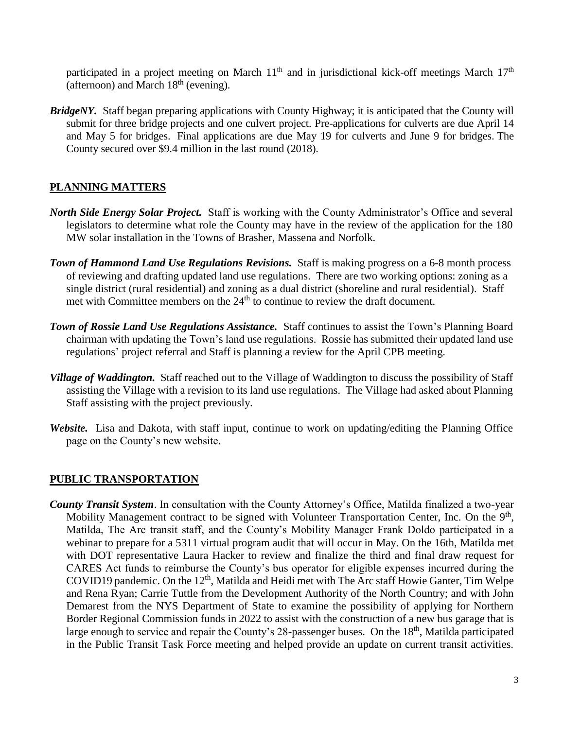participated in a project meeting on March 11th and in jurisdictional kick-off meetings March 17th (afternoon) and March 18th (evening).

***BridgeNY.*** Staff began preparing applications with County Highway; it is anticipated that the County will submit for three bridge projects and one culvert project. Pre-applications for culverts are due April 14 and May 5 for bridges. Final applications are due May 19 for culverts and June 9 for bridges. The County secured over $9.4 million in the last round (2018).

## PLANNING MATTERS

***North Side Energy Solar Project.*** Staff is working with the County Administrator's Office and several legislators to determine what role the County may have in the review of the application for the 180 MW solar installation in the Towns of Brasher, Massena and Norfolk.

***Town of Hammond Land Use Regulations Revisions.*** Staff is making progress on a 6-8 month process of reviewing and drafting updated land use regulations. There are two working options: zoning as a single district (rural residential) and zoning as a dual district (shoreline and rural residential). Staff met with Committee members on the 24th to continue to review the draft document.

***Town of Rossie Land Use Regulations Assistance.*** Staff continues to assist the Town's Planning Board chairman with updating the Town's land use regulations. Rossie has submitted their updated land use regulations' project referral and Staff is planning a review for the April CPB meeting.

***Village of Waddington.*** Staff reached out to the Village of Waddington to discuss the possibility of Staff assisting the Village with a revision to its land use regulations. The Village had asked about Planning Staff assisting with the project previously.

***Website.*** Lisa and Dakota, with staff input, continue to work on updating/editing the Planning Office page on the County's new website.

## PUBLIC TRANSPORTATION

***County Transit System***. In consultation with the County Attorney's Office, Matilda finalized a two-year Mobility Management contract to be signed with Volunteer Transportation Center, Inc. On the 9th, Matilda, The Arc transit staff, and the County's Mobility Manager Frank Doldo participated in a webinar to prepare for a 5311 virtual program audit that will occur in May. On the 16th, Matilda met with DOT representative Laura Hacker to review and finalize the third and final draw request for CARES Act funds to reimburse the County's bus operator for eligible expenses incurred during the COVID19 pandemic. On the 12th, Matilda and Heidi met with The Arc staff Howie Ganter, Tim Welpe and Rena Ryan; Carrie Tuttle from the Development Authority of the North Country; and with John Demarest from the NYS Department of State to examine the possibility of applying for Northern Border Regional Commission funds in 2022 to assist with the construction of a new bus garage that is large enough to service and repair the County's 28-passenger buses. On the 18th, Matilda participated in the Public Transit Task Force meeting and helped provide an update on current transit activities.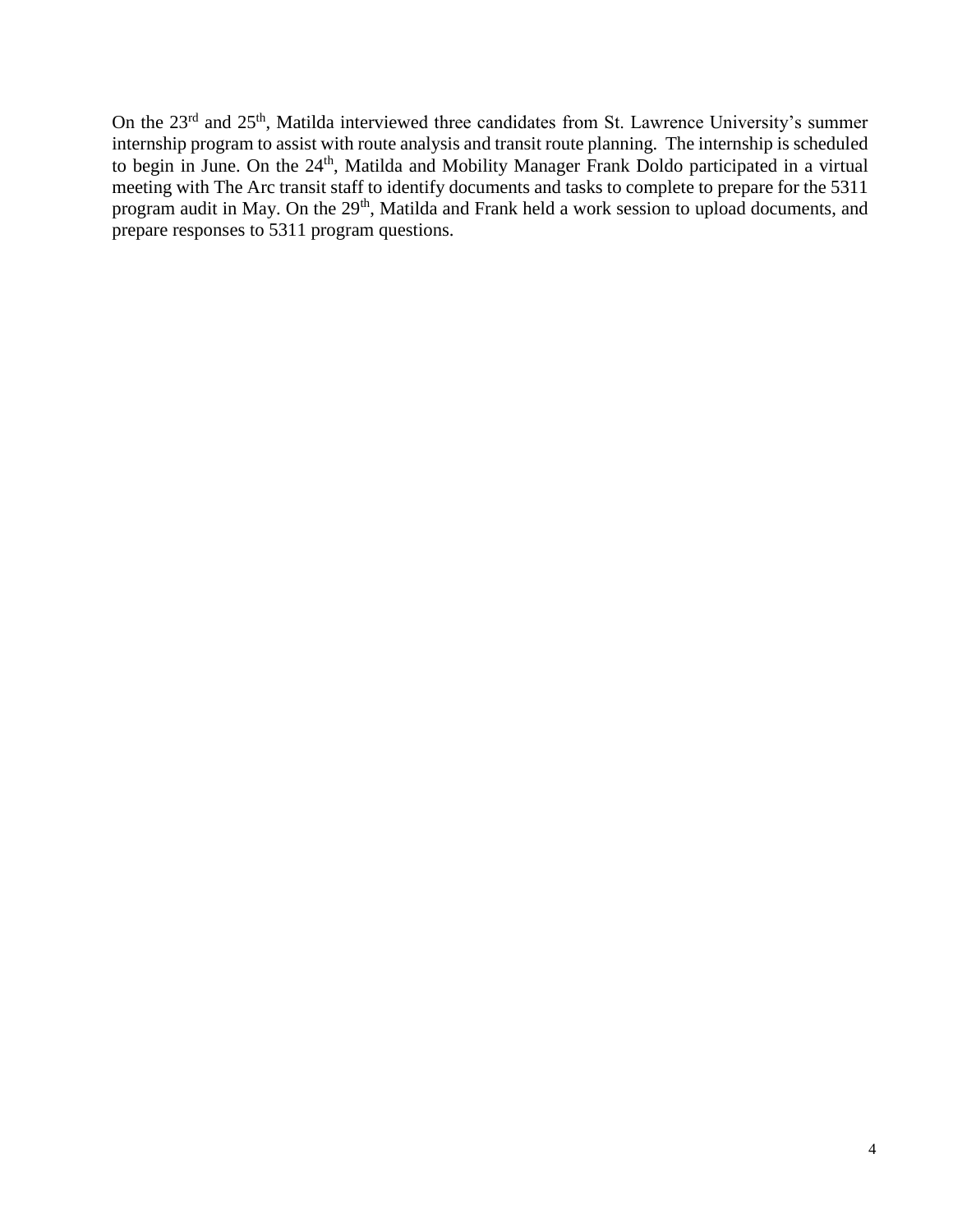On the 23rd and 25th, Matilda interviewed three candidates from St. Lawrence University's summer internship program to assist with route analysis and transit route planning. The internship is scheduled to begin in June. On the 24th, Matilda and Mobility Manager Frank Doldo participated in a virtual meeting with The Arc transit staff to identify documents and tasks to complete to prepare for the 5311 program audit in May. On the 29th, Matilda and Frank held a work session to upload documents, and prepare responses to 5311 program questions.